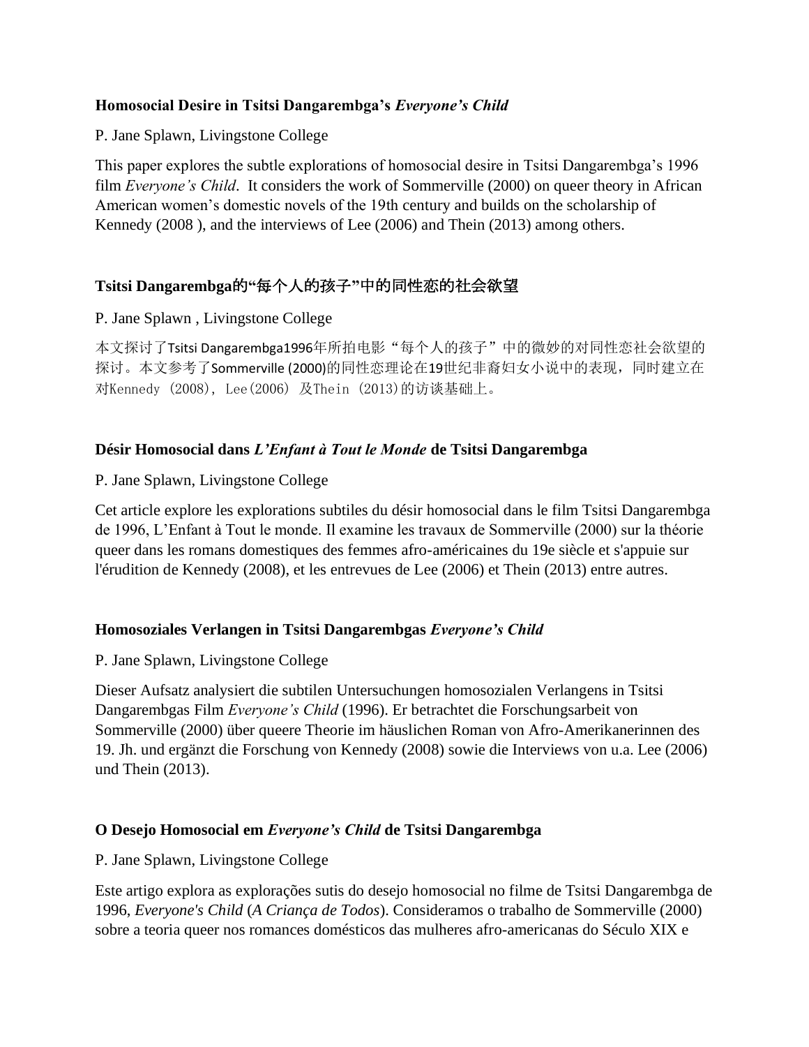**Homosocial Desire in Tsitsi Dangarembga's *Everyone's Child***

P. Jane Splawn, Livingstone College

This paper explores the subtle explorations of homosocial desire in Tsitsi Dangarembga's 1996 film *Everyone's Child*. It considers the work of Sommerville (2000) on queer theory in African American women's domestic novels of the 19th century and builds on the scholarship of Kennedy (2008 ), and the interviews of Lee (2006) and Thein (2013) among others.

**Tsitsi Dangarembga的"每个人的孩子"中的同性恋的社会欲望**

P. Jane Splawn , Livingstone College

本文探讨了Tsitsi Dangarembga1996年所拍电影"每个人的孩子"中的微妙的对同性恋社会欲望的探讨。本文参考了Sommerville (2000)的同性恋理论在19世纪非裔妇女小说中的表现，同时建立在对Kennedy (2008), Lee(2006) 及Thein (2013)的访谈基础上。

**Désir Homosocial dans *L'Enfant à Tout le Monde* de Tsitsi Dangarembga**

P. Jane Splawn, Livingstone College

Cet article explore les explorations subtiles du désir homosocial dans le film Tsitsi Dangarembga de 1996, L'Enfant à Tout le monde. Il examine les travaux de Sommerville (2000) sur la théorie queer dans les romans domestiques des femmes afro-américaines du 19e siècle et s'appuie sur l'érudition de Kennedy (2008), et les entrevues de Lee (2006) et Thein (2013) entre autres.

**Homosoziales Verlangen in Tsitsi Dangarembgas *Everyone's Child***

P. Jane Splawn, Livingstone College

Dieser Aufsatz analysiert die subtilen Untersuchungen homosozialen Verlangens in Tsitsi Dangarembgas Film *Everyone's Child* (1996). Er betrachtet die Forschungsarbeit von Sommerville (2000) über queere Theorie im häuslichen Roman von Afro-Amerikanerinnen des 19. Jh. und ergänzt die Forschung von Kennedy (2008) sowie die Interviews von u.a. Lee (2006) und Thein (2013).

**O Desejo Homosocial em *Everyone's Child* de Tsitsi Dangarembga**

P. Jane Splawn, Livingstone College

Este artigo explora as explorações sutis do desejo homosocial no filme de Tsitsi Dangarembga de 1996, *Everyone's Child* (*A Criança de Todos*). Consideramos o trabalho de Sommerville (2000) sobre a teoria queer nos romances domésticos das mulheres afro-americanas do Século XIX e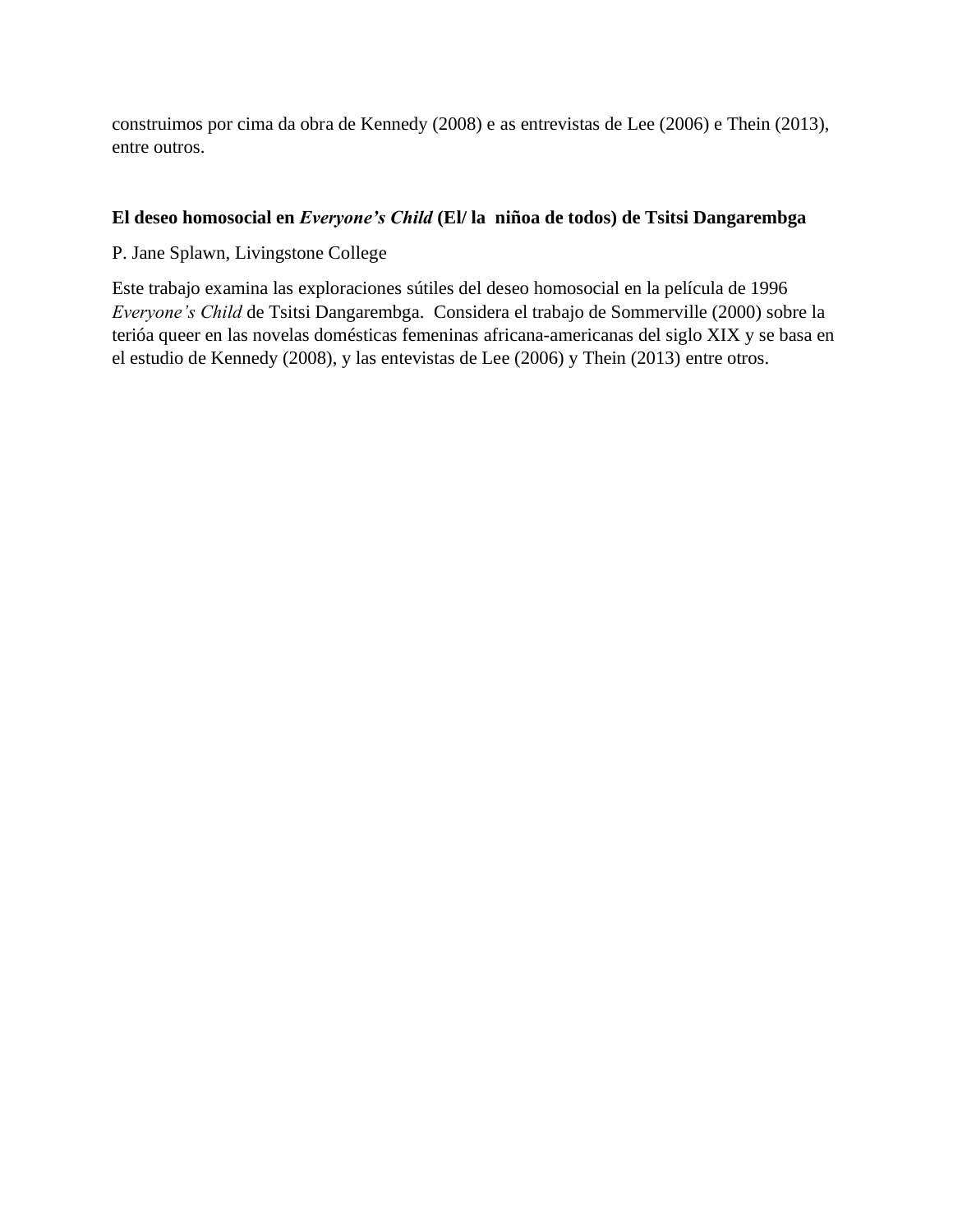construimos por cima da obra de Kennedy (2008) e as entrevistas de Lee (2006) e Thein (2013), entre outros.

**El deseo homosocial en *Everyone's Child* (El/ la niñoa de todos) de Tsitsi Dangarembga**

P. Jane Splawn, Livingstone College

Este trabajo examina las exploraciones sútiles del deseo homosocial en la película de 1996 *Everyone's Child* de Tsitsi Dangarembga. Considera el trabajo de Sommerville (2000) sobre la terióa queer en las novelas domésticas femeninas africana-americanas del siglo XIX y se basa en el estudio de Kennedy (2008), y las entevistas de Lee (2006) y Thein (2013) entre otros.